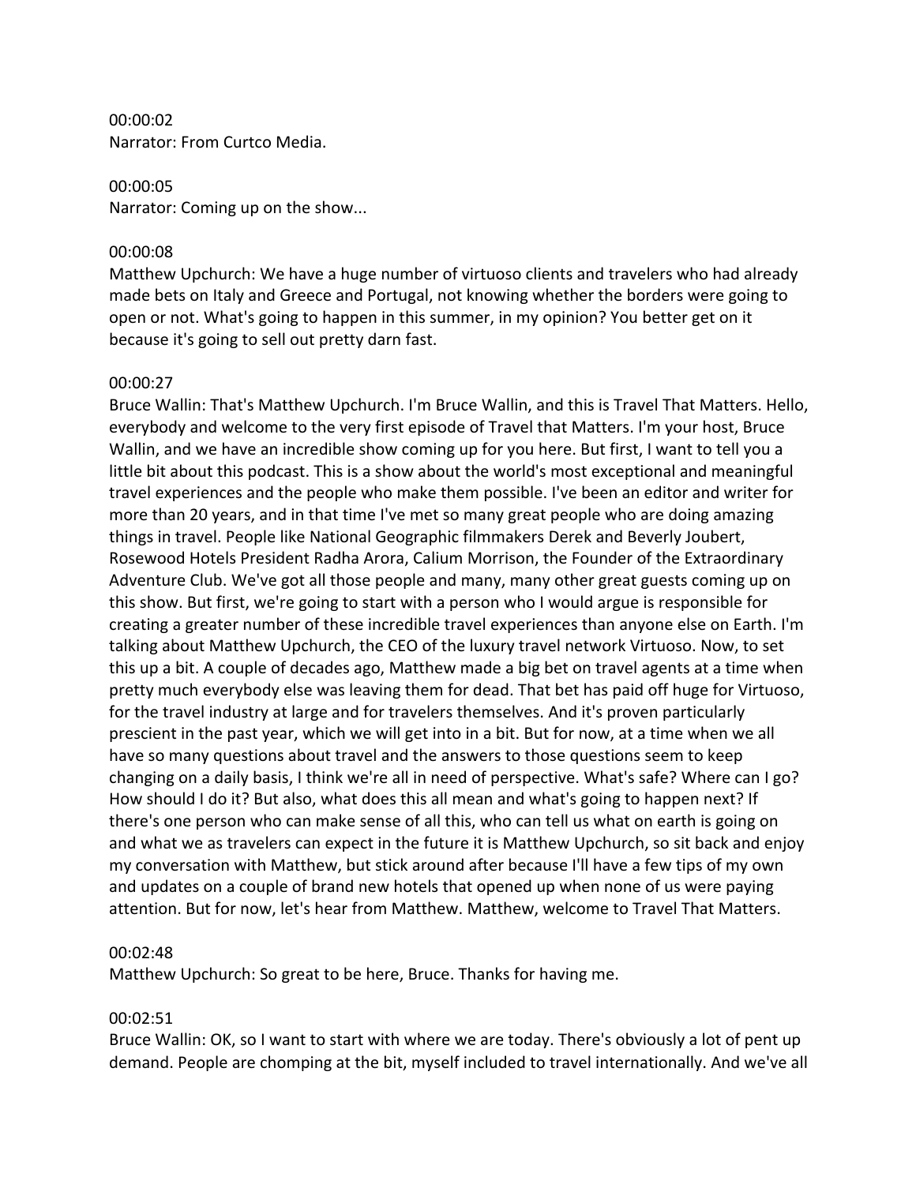00:00:02
Narrator: From Curtco Media.

00:00:05
Narrator: Coming up on the show...

00:00:08
Matthew Upchurch: We have a huge number of virtuoso clients and travelers who had already made bets on Italy and Greece and Portugal, not knowing whether the borders were going to open or not. What's going to happen in this summer, in my opinion? You better get on it because it's going to sell out pretty darn fast.

00:00:27
Bruce Wallin: That's Matthew Upchurch. I'm Bruce Wallin, and this is Travel That Matters. Hello, everybody and welcome to the very first episode of Travel that Matters. I'm your host, Bruce Wallin, and we have an incredible show coming up for you here. But first, I want to tell you a little bit about this podcast. This is a show about the world's most exceptional and meaningful travel experiences and the people who make them possible. I've been an editor and writer for more than 20 years, and in that time I've met so many great people who are doing amazing things in travel. People like National Geographic filmmakers Derek and Beverly Joubert, Rosewood Hotels President Radha Arora, Calium Morrison, the Founder of the Extraordinary Adventure Club. We've got all those people and many, many other great guests coming up on this show. But first, we're going to start with a person who I would argue is responsible for creating a greater number of these incredible travel experiences than anyone else on Earth. I'm talking about Matthew Upchurch, the CEO of the luxury travel network Virtuoso. Now, to set this up a bit. A couple of decades ago, Matthew made a big bet on travel agents at a time when pretty much everybody else was leaving them for dead. That bet has paid off huge for Virtuoso, for the travel industry at large and for travelers themselves. And it's proven particularly prescient in the past year, which we will get into in a bit. But for now, at a time when we all have so many questions about travel and the answers to those questions seem to keep changing on a daily basis, I think we're all in need of perspective. What's safe? Where can I go? How should I do it? But also, what does this all mean and what's going to happen next? If there's one person who can make sense of all this, who can tell us what on earth is going on and what we as travelers can expect in the future it is Matthew Upchurch, so sit back and enjoy my conversation with Matthew, but stick around after because I'll have a few tips of my own and updates on a couple of brand new hotels that opened up when none of us were paying attention. But for now, let's hear from Matthew. Matthew, welcome to Travel That Matters.

00:02:48
Matthew Upchurch: So great to be here, Bruce. Thanks for having me.

00:02:51
Bruce Wallin: OK, so I want to start with where we are today. There's obviously a lot of pent up demand. People are chomping at the bit, myself included to travel internationally. And we've all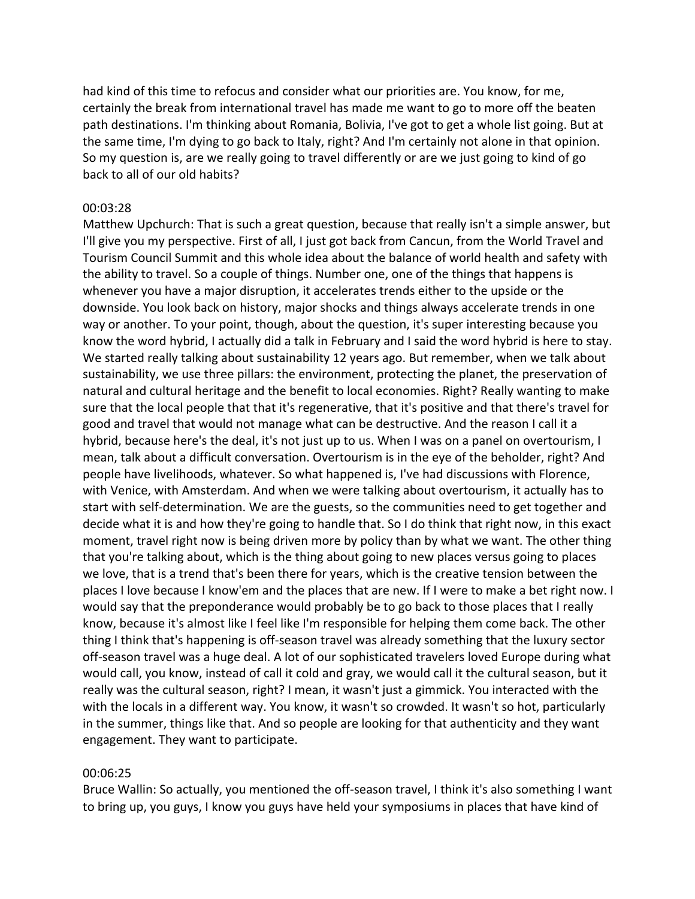had kind of this time to refocus and consider what our priorities are. You know, for me, certainly the break from international travel has made me want to go to more off the beaten path destinations. I'm thinking about Romania, Bolivia, I've got to get a whole list going. But at the same time, I'm dying to go back to Italy, right? And I'm certainly not alone in that opinion. So my question is, are we really going to travel differently or are we just going to kind of go back to all of our old habits?

00:03:28

Matthew Upchurch: That is such a great question, because that really isn't a simple answer, but I'll give you my perspective. First of all, I just got back from Cancun, from the World Travel and Tourism Council Summit and this whole idea about the balance of world health and safety with the ability to travel. So a couple of things. Number one, one of the things that happens is whenever you have a major disruption, it accelerates trends either to the upside or the downside. You look back on history, major shocks and things always accelerate trends in one way or another. To your point, though, about the question, it's super interesting because you know the word hybrid, I actually did a talk in February and I said the word hybrid is here to stay. We started really talking about sustainability 12 years ago. But remember, when we talk about sustainability, we use three pillars: the environment, protecting the planet, the preservation of natural and cultural heritage and the benefit to local economies. Right? Really wanting to make sure that the local people that that it's regenerative, that it's positive and that there's travel for good and travel that would not manage what can be destructive. And the reason I call it a hybrid, because here's the deal, it's not just up to us. When I was on a panel on overtourism, I mean, talk about a difficult conversation. Overtourism is in the eye of the beholder, right? And people have livelihoods, whatever. So what happened is, I've had discussions with Florence, with Venice, with Amsterdam. And when we were talking about overtourism, it actually has to start with self-determination. We are the guests, so the communities need to get together and decide what it is and how they're going to handle that. So I do think that right now, in this exact moment, travel right now is being driven more by policy than by what we want. The other thing that you're talking about, which is the thing about going to new places versus going to places we love, that is a trend that's been there for years, which is the creative tension between the places I love because I know'em and the places that are new. If I were to make a bet right now. I would say that the preponderance would probably be to go back to those places that I really know, because it's almost like I feel like I'm responsible for helping them come back. The other thing I think that's happening is off-season travel was already something that the luxury sector off-season travel was a huge deal. A lot of our sophisticated travelers loved Europe during what would call, you know, instead of call it cold and gray, we would call it the cultural season, but it really was the cultural season, right? I mean, it wasn't just a gimmick. You interacted with the with the locals in a different way. You know, it wasn't so crowded. It wasn't so hot, particularly in the summer, things like that. And so people are looking for that authenticity and they want engagement. They want to participate.

00:06:25

Bruce Wallin: So actually, you mentioned the off-season travel, I think it's also something I want to bring up, you guys, I know you guys have held your symposiums in places that have kind of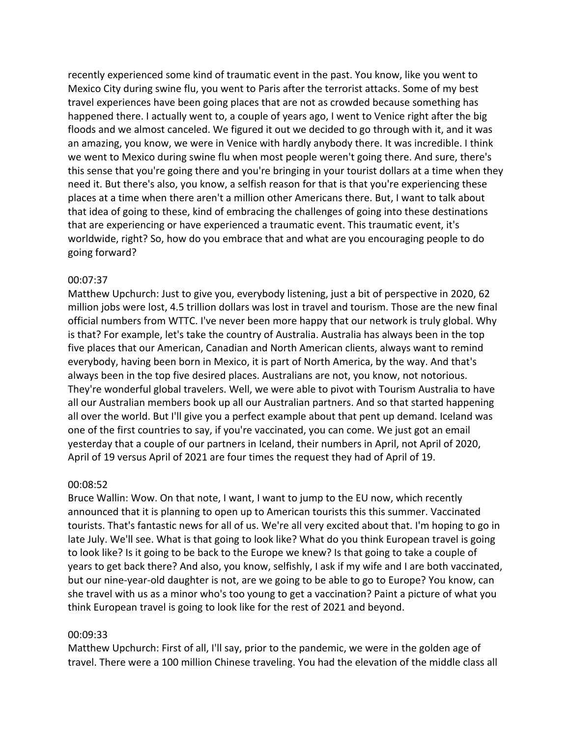recently experienced some kind of traumatic event in the past. You know, like you went to Mexico City during swine flu, you went to Paris after the terrorist attacks. Some of my best travel experiences have been going places that are not as crowded because something has happened there. I actually went to, a couple of years ago, I went to Venice right after the big floods and we almost canceled. We figured it out we decided to go through with it, and it was an amazing, you know, we were in Venice with hardly anybody there. It was incredible. I think we went to Mexico during swine flu when most people weren't going there. And sure, there's this sense that you're going there and you're bringing in your tourist dollars at a time when they need it. But there's also, you know, a selfish reason for that is that you're experiencing these places at a time when there aren't a million other Americans there. But, I want to talk about that idea of going to these, kind of embracing the challenges of going into these destinations that are experiencing or have experienced a traumatic event. This traumatic event, it's worldwide, right? So, how do you embrace that and what are you encouraging people to do going forward?

00:07:37

Matthew Upchurch: Just to give you, everybody listening, just a bit of perspective in 2020, 62 million jobs were lost, 4.5 trillion dollars was lost in travel and tourism. Those are the new final official numbers from WTTC. I've never been more happy that our network is truly global. Why is that? For example, let's take the country of Australia. Australia has always been in the top five places that our American, Canadian and North American clients, always want to remind everybody, having been born in Mexico, it is part of North America, by the way. And that's always been in the top five desired places. Australians are not, you know, not notorious. They're wonderful global travelers. Well, we were able to pivot with Tourism Australia to have all our Australian members book up all our Australian partners. And so that started happening all over the world. But I'll give you a perfect example about that pent up demand. Iceland was one of the first countries to say, if you're vaccinated, you can come. We just got an email yesterday that a couple of our partners in Iceland, their numbers in April, not April of 2020, April of 19 versus April of 2021 are four times the request they had of April of 19.

00:08:52

Bruce Wallin: Wow. On that note, I want, I want to jump to the EU now, which recently announced that it is planning to open up to American tourists this this summer. Vaccinated tourists. That's fantastic news for all of us. We're all very excited about that. I'm hoping to go in late July. We'll see. What is that going to look like? What do you think European travel is going to look like? Is it going to be back to the Europe we knew? Is that going to take a couple of years to get back there? And also, you know, selfishly, I ask if my wife and I are both vaccinated, but our nine-year-old daughter is not, are we going to be able to go to Europe? You know, can she travel with us as a minor who's too young to get a vaccination? Paint a picture of what you think European travel is going to look like for the rest of 2021 and beyond.

00:09:33

Matthew Upchurch: First of all, I'll say, prior to the pandemic, we were in the golden age of travel. There were a 100 million Chinese traveling. You had the elevation of the middle class all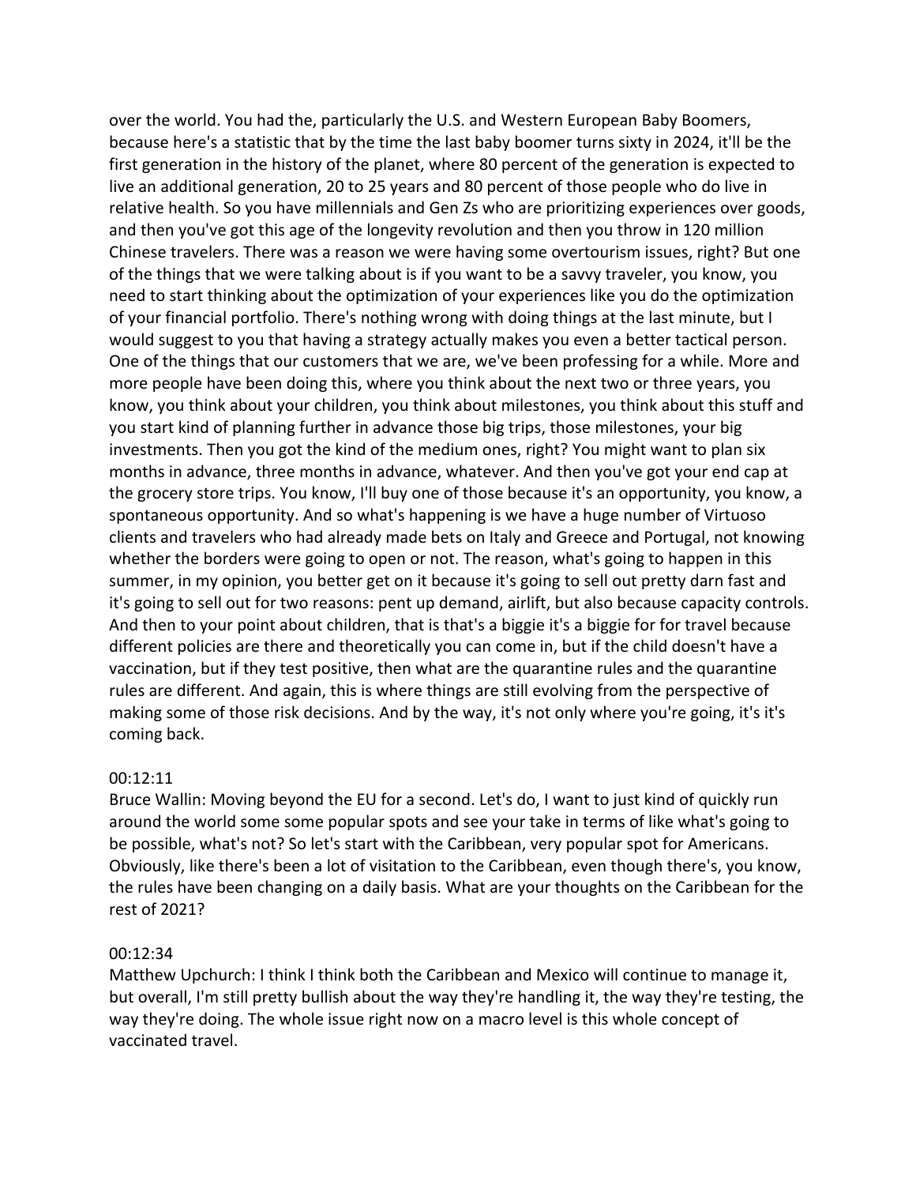over the world. You had the, particularly the U.S. and Western European Baby Boomers, because here's a statistic that by the time the last baby boomer turns sixty in 2024, it'll be the first generation in the history of the planet, where 80 percent of the generation is expected to live an additional generation, 20 to 25 years and 80 percent of those people who do live in relative health. So you have millennials and Gen Zs who are prioritizing experiences over goods, and then you've got this age of the longevity revolution and then you throw in 120 million Chinese travelers. There was a reason we were having some overtourism issues, right? But one of the things that we were talking about is if you want to be a savvy traveler, you know, you need to start thinking about the optimization of your experiences like you do the optimization of your financial portfolio. There's nothing wrong with doing things at the last minute, but I would suggest to you that having a strategy actually makes you even a better tactical person. One of the things that our customers that we are, we've been professing for a while. More and more people have been doing this, where you think about the next two or three years, you know, you think about your children, you think about milestones, you think about this stuff and you start kind of planning further in advance those big trips, those milestones, your big investments. Then you got the kind of the medium ones, right? You might want to plan six months in advance, three months in advance, whatever. And then you've got your end cap at the grocery store trips. You know, I'll buy one of those because it's an opportunity, you know, a spontaneous opportunity. And so what's happening is we have a huge number of Virtuoso clients and travelers who had already made bets on Italy and Greece and Portugal, not knowing whether the borders were going to open or not. The reason, what's going to happen in this summer, in my opinion, you better get on it because it's going to sell out pretty darn fast and it's going to sell out for two reasons: pent up demand, airlift, but also because capacity controls. And then to your point about children, that is that's a biggie it's a biggie for for travel because different policies are there and theoretically you can come in, but if the child doesn't have a vaccination, but if they test positive, then what are the quarantine rules and the quarantine rules are different. And again, this is where things are still evolving from the perspective of making some of those risk decisions. And by the way, it's not only where you're going, it's it's coming back.

00:12:11
Bruce Wallin: Moving beyond the EU for a second. Let's do, I want to just kind of quickly run around the world some some popular spots and see your take in terms of like what's going to be possible, what's not? So let's start with the Caribbean, very popular spot for Americans. Obviously, like there's been a lot of visitation to the Caribbean, even though there's, you know, the rules have been changing on a daily basis. What are your thoughts on the Caribbean for the rest of 2021?

00:12:34
Matthew Upchurch: I think I think both the Caribbean and Mexico will continue to manage it, but overall, I'm still pretty bullish about the way they're handling it, the way they're testing, the way they're doing. The whole issue right now on a macro level is this whole concept of vaccinated travel.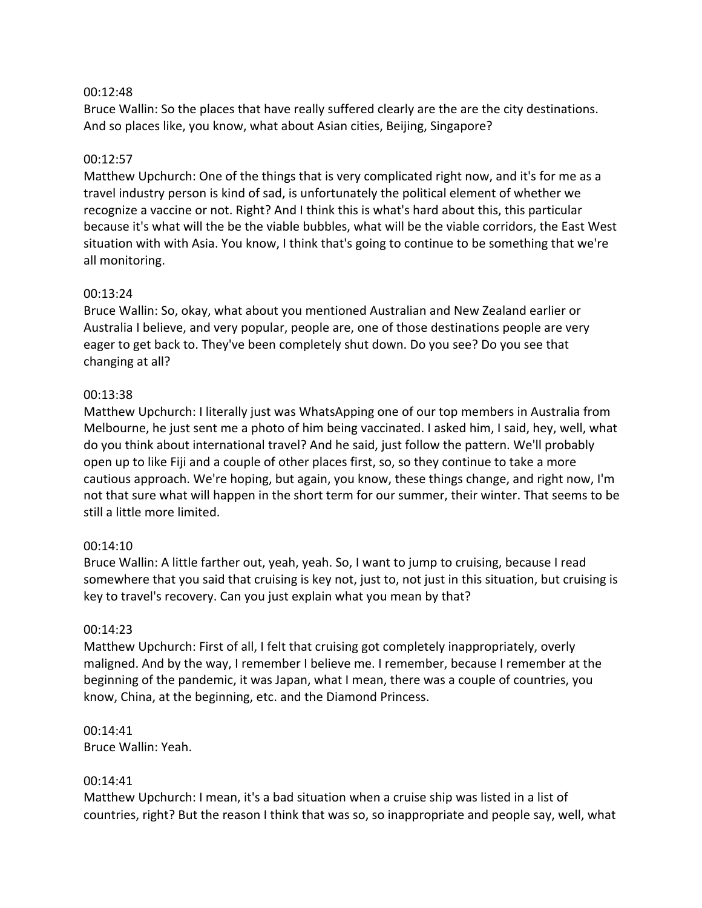00:12:48
Bruce Wallin: So the places that have really suffered clearly are the are the city destinations. And so places like, you know, what about Asian cities, Beijing, Singapore?

00:12:57
Matthew Upchurch: One of the things that is very complicated right now, and it's for me as a travel industry person is kind of sad, is unfortunately the political element of whether we recognize a vaccine or not. Right? And I think this is what's hard about this, this particular because it's what will the be the viable bubbles, what will be the viable corridors, the East West situation with with Asia. You know, I think that's going to continue to be something that we're all monitoring.

00:13:24
Bruce Wallin: So, okay, what about you mentioned Australian and New Zealand earlier or Australia I believe, and very popular, people are, one of those destinations people are very eager to get back to. They've been completely shut down. Do you see? Do you see that changing at all?

00:13:38
Matthew Upchurch: I literally just was WhatsApping one of our top members in Australia from Melbourne, he just sent me a photo of him being vaccinated. I asked him, I said, hey, well, what do you think about international travel? And he said, just follow the pattern. We'll probably open up to like Fiji and a couple of other places first, so, so they continue to take a more cautious approach. We're hoping, but again, you know, these things change, and right now, I'm not that sure what will happen in the short term for our summer, their winter. That seems to be still a little more limited.

00:14:10
Bruce Wallin: A little farther out, yeah, yeah. So, I want to jump to cruising, because I read somewhere that you said that cruising is key not, just to, not just in this situation, but cruising is key to travel's recovery. Can you just explain what you mean by that?

00:14:23
Matthew Upchurch: First of all, I felt that cruising got completely inappropriately, overly maligned. And by the way, I remember I believe me. I remember, because I remember at the beginning of the pandemic, it was Japan, what I mean, there was a couple of countries, you know, China, at the beginning, etc. and the Diamond Princess.

00:14:41
Bruce Wallin: Yeah.

00:14:41
Matthew Upchurch: I mean, it's a bad situation when a cruise ship was listed in a list of countries, right? But the reason I think that was so, so inappropriate and people say, well, what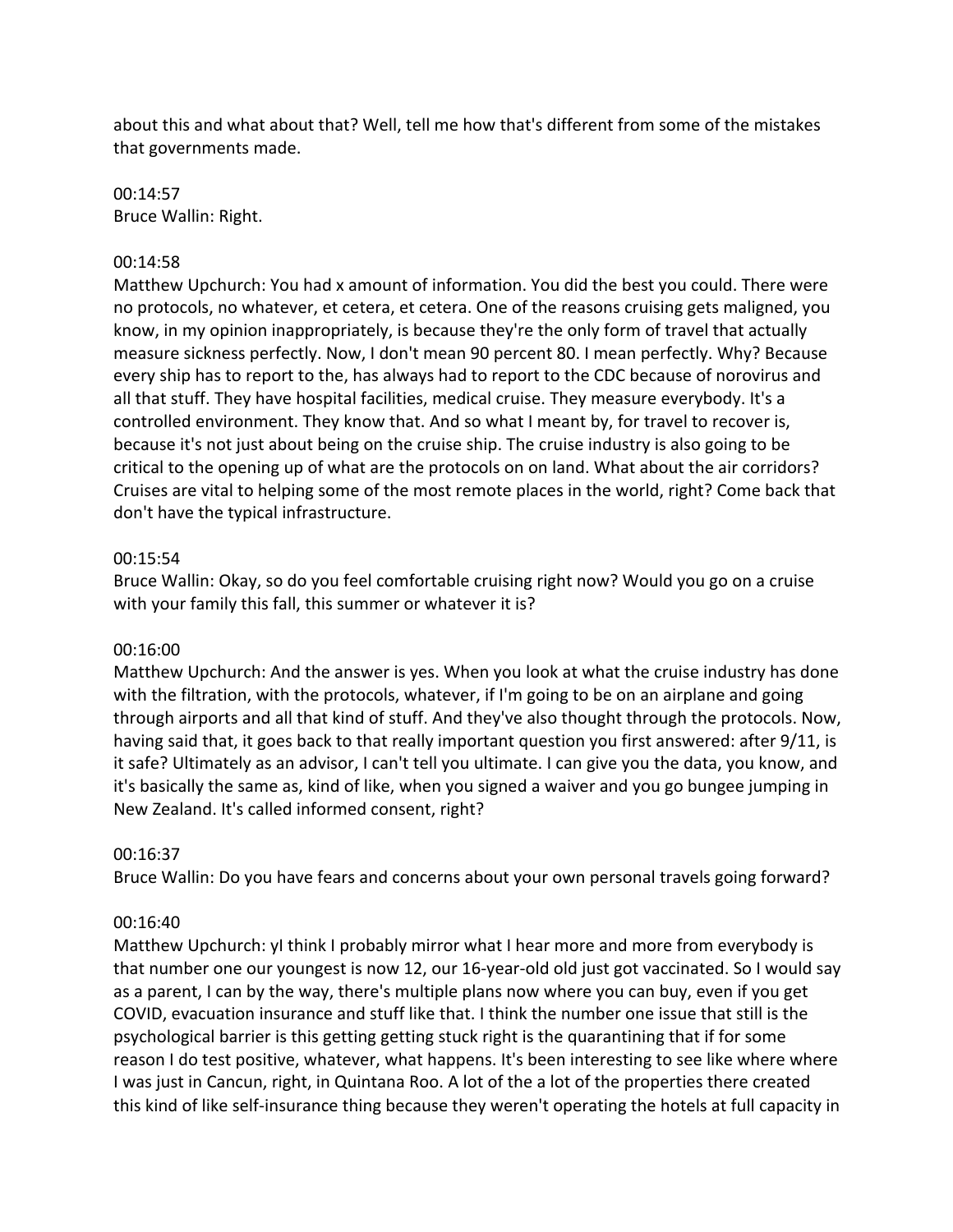about this and what about that? Well, tell me how that's different from some of the mistakes that governments made.

00:14:57
Bruce Wallin: Right.

00:14:58
Matthew Upchurch: You had x amount of information. You did the best you could. There were no protocols, no whatever, et cetera, et cetera. One of the reasons cruising gets maligned, you know, in my opinion inappropriately, is because they're the only form of travel that actually measure sickness perfectly. Now, I don't mean 90 percent 80. I mean perfectly. Why? Because every ship has to report to the, has always had to report to the CDC because of norovirus and all that stuff. They have hospital facilities, medical cruise. They measure everybody. It's a controlled environment. They know that. And so what I meant by, for travel to recover is, because it's not just about being on the cruise ship. The cruise industry is also going to be critical to the opening up of what are the protocols on on land. What about the air corridors? Cruises are vital to helping some of the most remote places in the world, right? Come back that don't have the typical infrastructure.

00:15:54
Bruce Wallin: Okay, so do you feel comfortable cruising right now? Would you go on a cruise with your family this fall, this summer or whatever it is?

00:16:00
Matthew Upchurch: And the answer is yes. When you look at what the cruise industry has done with the filtration, with the protocols, whatever, if I'm going to be on an airplane and going through airports and all that kind of stuff. And they've also thought through the protocols. Now, having said that, it goes back to that really important question you first answered: after 9/11, is it safe? Ultimately as an advisor, I can't tell you ultimate. I can give you the data, you know, and it's basically the same as, kind of like, when you signed a waiver and you go bungee jumping in New Zealand. It's called informed consent, right?

00:16:37
Bruce Wallin: Do you have fears and concerns about your own personal travels going forward?

00:16:40
Matthew Upchurch: yI think I probably mirror what I hear more and more from everybody is that number one our youngest is now 12, our 16-year-old old just got vaccinated. So I would say as a parent, I can by the way, there's multiple plans now where you can buy, even if you get COVID, evacuation insurance and stuff like that. I think the number one issue that still is the psychological barrier is this getting getting stuck right is the quarantining that if for some reason I do test positive, whatever, what happens. It's been interesting to see like where where I was just in Cancun, right, in Quintana Roo. A lot of the a lot of the properties there created this kind of like self-insurance thing because they weren't operating the hotels at full capacity in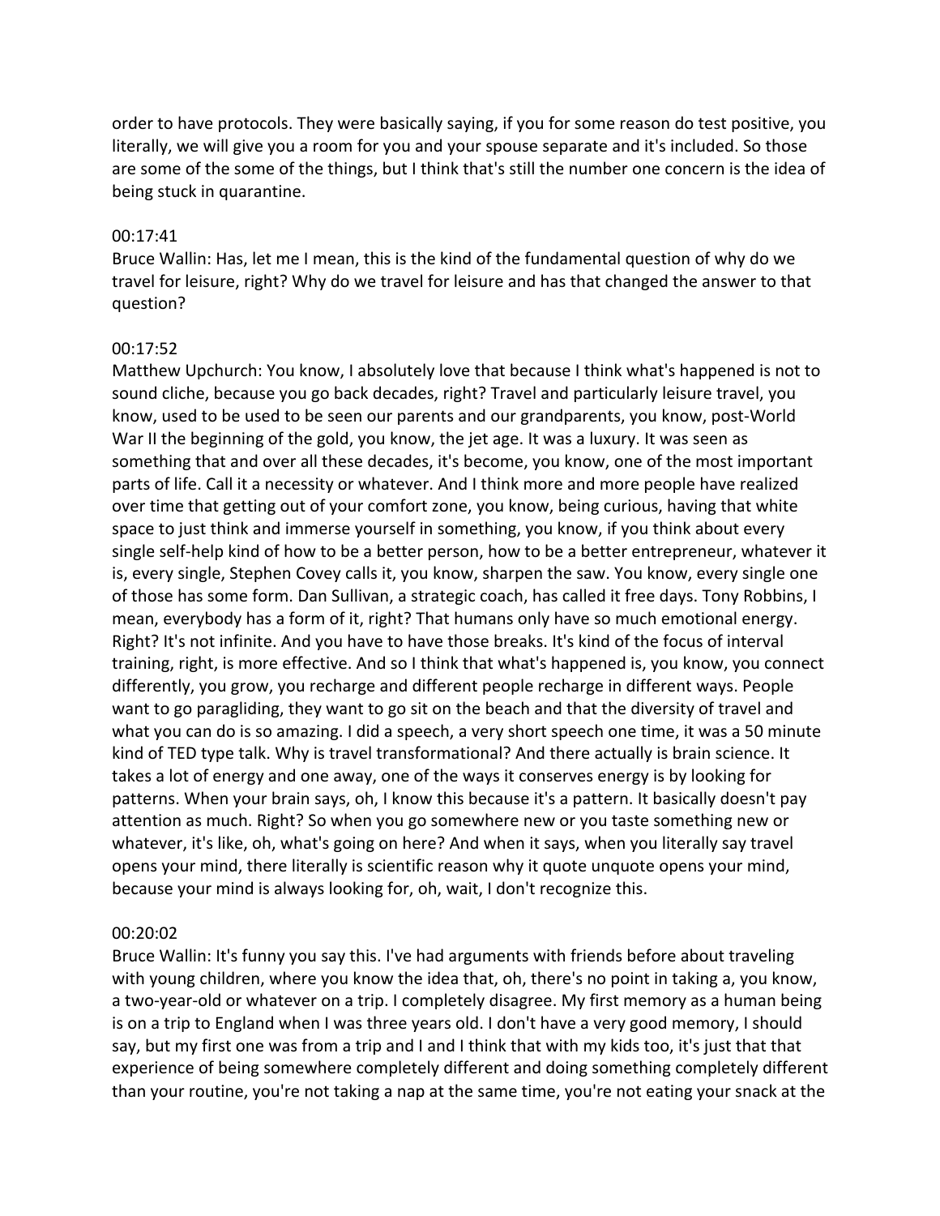order to have protocols. They were basically saying, if you for some reason do test positive, you literally, we will give you a room for you and your spouse separate and it's included. So those are some of the some of the things, but I think that's still the number one concern is the idea of being stuck in quarantine.

00:17:41

Bruce Wallin: Has, let me I mean, this is the kind of the fundamental question of why do we travel for leisure, right? Why do we travel for leisure and has that changed the answer to that question?

00:17:52

Matthew Upchurch: You know, I absolutely love that because I think what's happened is not to sound cliche, because you go back decades, right? Travel and particularly leisure travel, you know, used to be used to be seen our parents and our grandparents, you know, post-World War II the beginning of the gold, you know, the jet age. It was a luxury. It was seen as something that and over all these decades, it's become, you know, one of the most important parts of life. Call it a necessity or whatever. And I think more and more people have realized over time that getting out of your comfort zone, you know, being curious, having that white space to just think and immerse yourself in something, you know, if you think about every single self-help kind of how to be a better person, how to be a better entrepreneur, whatever it is, every single, Stephen Covey calls it, you know, sharpen the saw. You know, every single one of those has some form. Dan Sullivan, a strategic coach, has called it free days. Tony Robbins, I mean, everybody has a form of it, right? That humans only have so much emotional energy. Right? It's not infinite. And you have to have those breaks. It's kind of the focus of interval training, right, is more effective. And so I think that what's happened is, you know, you connect differently, you grow, you recharge and different people recharge in different ways. People want to go paragliding, they want to go sit on the beach and that the diversity of travel and what you can do is so amazing. I did a speech, a very short speech one time, it was a 50 minute kind of TED type talk. Why is travel transformational? And there actually is brain science. It takes a lot of energy and one away, one of the ways it conserves energy is by looking for patterns. When your brain says, oh, I know this because it's a pattern. It basically doesn't pay attention as much. Right? So when you go somewhere new or you taste something new or whatever, it's like, oh, what's going on here? And when it says, when you literally say travel opens your mind, there literally is scientific reason why it quote unquote opens your mind, because your mind is always looking for, oh, wait, I don't recognize this.

00:20:02

Bruce Wallin: It's funny you say this. I've had arguments with friends before about traveling with young children, where you know the idea that, oh, there's no point in taking a, you know, a two-year-old or whatever on a trip. I completely disagree. My first memory as a human being is on a trip to England when I was three years old. I don't have a very good memory, I should say, but my first one was from a trip and I and I think that with my kids too, it's just that that experience of being somewhere completely different and doing something completely different than your routine, you're not taking a nap at the same time, you're not eating your snack at the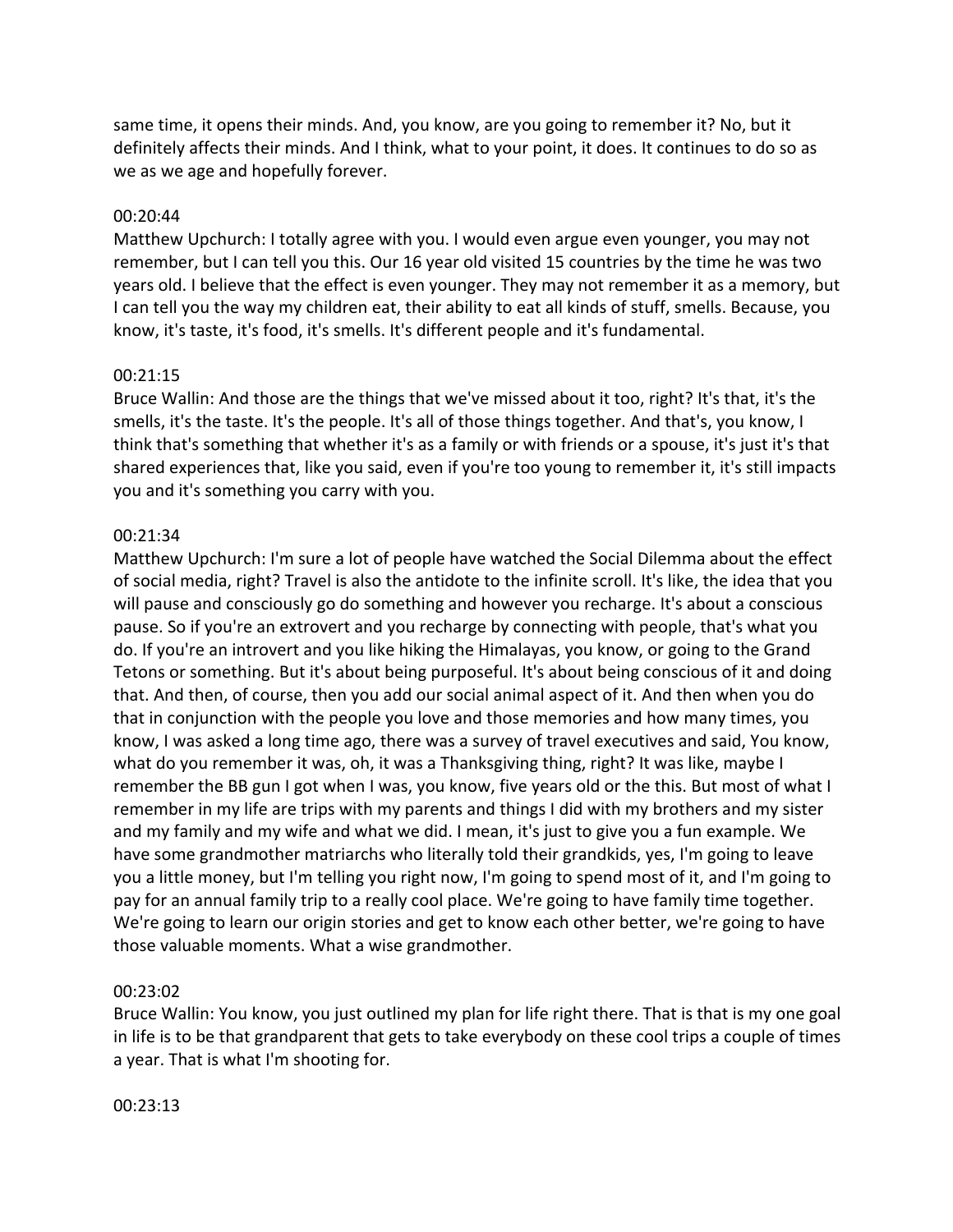same time, it opens their minds. And, you know, are you going to remember it? No, but it definitely affects their minds. And I think, what to your point, it does. It continues to do so as we as we age and hopefully forever.

00:20:44
Matthew Upchurch: I totally agree with you. I would even argue even younger, you may not remember, but I can tell you this. Our 16 year old visited 15 countries by the time he was two years old. I believe that the effect is even younger. They may not remember it as a memory, but I can tell you the way my children eat, their ability to eat all kinds of stuff, smells. Because, you know, it's taste, it's food, it's smells. It's different people and it's fundamental.

00:21:15
Bruce Wallin: And those are the things that we've missed about it too, right? It's that, it's the smells, it's the taste. It's the people. It's all of those things together. And that's, you know, I think that's something that whether it's as a family or with friends or a spouse, it's just it's that shared experiences that, like you said, even if you're too young to remember it, it's still impacts you and it's something you carry with you.

00:21:34
Matthew Upchurch: I'm sure a lot of people have watched the Social Dilemma about the effect of social media, right? Travel is also the antidote to the infinite scroll. It's like, the idea that you will pause and consciously go do something and however you recharge. It's about a conscious pause. So if you're an extrovert and you recharge by connecting with people, that's what you do. If you're an introvert and you like hiking the Himalayas, you know, or going to the Grand Tetons or something. But it's about being purposeful. It's about being conscious of it and doing that. And then, of course, then you add our social animal aspect of it. And then when you do that in conjunction with the people you love and those memories and how many times, you know, I was asked a long time ago, there was a survey of travel executives and said, You know, what do you remember it was, oh, it was a Thanksgiving thing, right? It was like, maybe I remember the BB gun I got when I was, you know, five years old or the this. But most of what I remember in my life are trips with my parents and things I did with my brothers and my sister and my family and my wife and what we did. I mean, it's just to give you a fun example. We have some grandmother matriarchs who literally told their grandkids, yes, I'm going to leave you a little money, but I'm telling you right now, I'm going to spend most of it, and I'm going to pay for an annual family trip to a really cool place. We're going to have family time together. We're going to learn our origin stories and get to know each other better, we're going to have those valuable moments. What a wise grandmother.

00:23:02
Bruce Wallin: You know, you just outlined my plan for life right there. That is that is my one goal in life is to be that grandparent that gets to take everybody on these cool trips a couple of times a year. That is what I'm shooting for.

00:23:13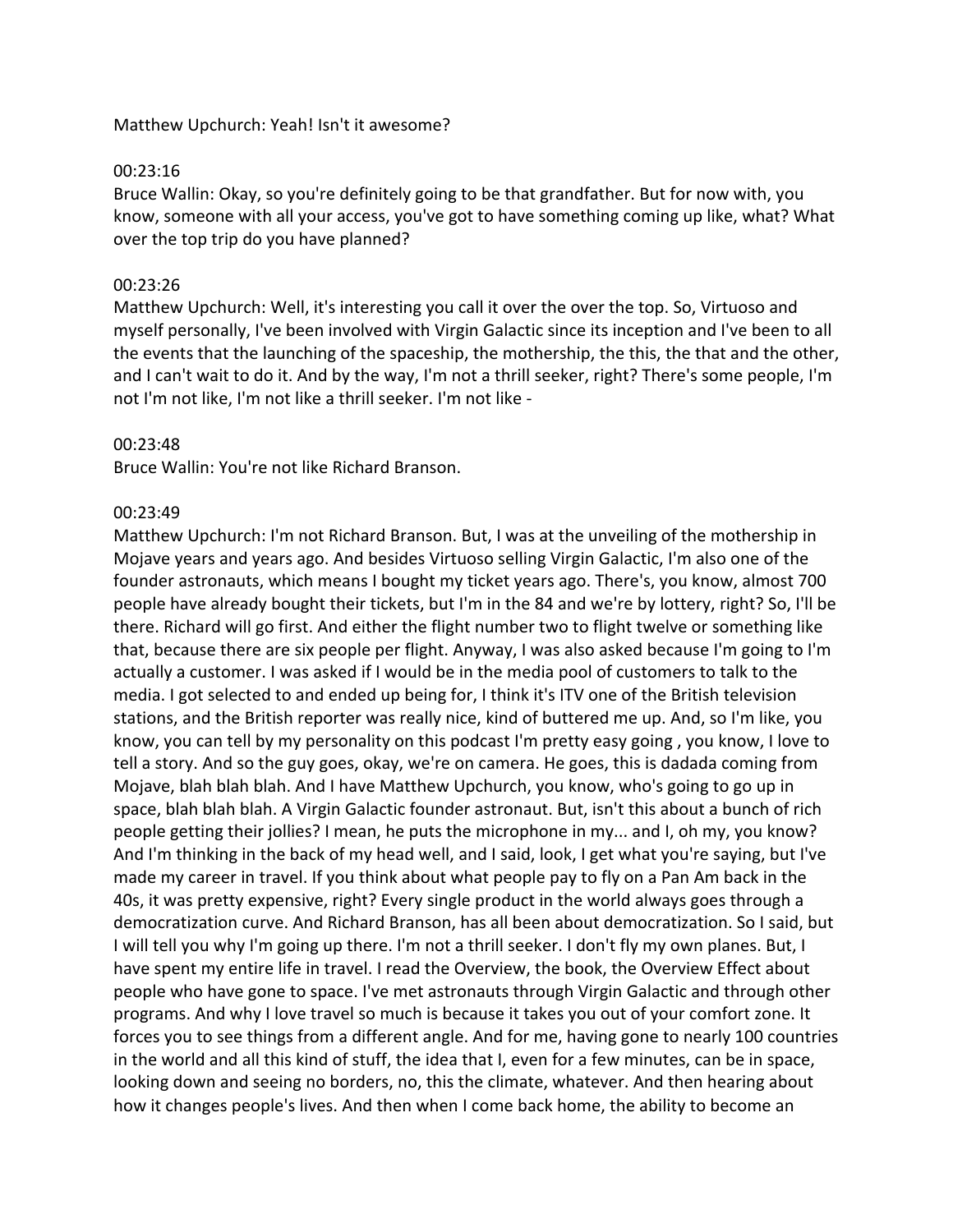Matthew Upchurch: Yeah! Isn't it awesome?

00:23:16
Bruce Wallin: Okay, so you're definitely going to be that grandfather. But for now with, you know, someone with all your access, you've got to have something coming up like, what? What over the top trip do you have planned?

00:23:26
Matthew Upchurch: Well, it's interesting you call it over the over the top. So, Virtuoso and myself personally, I've been involved with Virgin Galactic since its inception and I've been to all the events that the launching of the spaceship, the mothership, the this, the that and the other, and I can't wait to do it. And by the way, I'm not a thrill seeker, right? There's some people, I'm not I'm not like, I'm not like a thrill seeker. I'm not like -

00:23:48
Bruce Wallin: You're not like Richard Branson.

00:23:49
Matthew Upchurch: I'm not Richard Branson. But, I was at the unveiling of the mothership in Mojave years and years ago. And besides Virtuoso selling Virgin Galactic, I'm also one of the founder astronauts, which means I bought my ticket years ago. There's, you know, almost 700 people have already bought their tickets, but I'm in the 84 and we're by lottery, right? So, I'll be there. Richard will go first. And either the flight number two to flight twelve or something like that, because there are six people per flight. Anyway, I was also asked because I'm going to I'm actually a customer. I was asked if I would be in the media pool of customers to talk to the media. I got selected to and ended up being for, I think it's ITV one of the British television stations, and the British reporter was really nice, kind of buttered me up. And, so I'm like, you know, you can tell by my personality on this podcast I'm pretty easy going , you know, I love to tell a story. And so the guy goes, okay, we're on camera. He goes, this is dadada coming from Mojave, blah blah blah. And I have Matthew Upchurch, you know, who's going to go up in space, blah blah blah. A Virgin Galactic founder astronaut. But, isn't this about a bunch of rich people getting their jollies? I mean, he puts the microphone in my... and I, oh my, you know? And I'm thinking in the back of my head well, and I said, look, I get what you're saying, but I've made my career in travel. If you think about what people pay to fly on a Pan Am back in the 40s, it was pretty expensive, right? Every single product in the world always goes through a democratization curve. And Richard Branson, has all been about democratization. So I said, but I will tell you why I'm going up there. I'm not a thrill seeker. I don't fly my own planes. But, I have spent my entire life in travel. I read the Overview, the book, the Overview Effect about people who have gone to space. I've met astronauts through Virgin Galactic and through other programs. And why I love travel so much is because it takes you out of your comfort zone. It forces you to see things from a different angle. And for me, having gone to nearly 100 countries in the world and all this kind of stuff, the idea that I, even for a few minutes, can be in space, looking down and seeing no borders, no, this the climate, whatever. And then hearing about how it changes people's lives. And then when I come back home, the ability to become an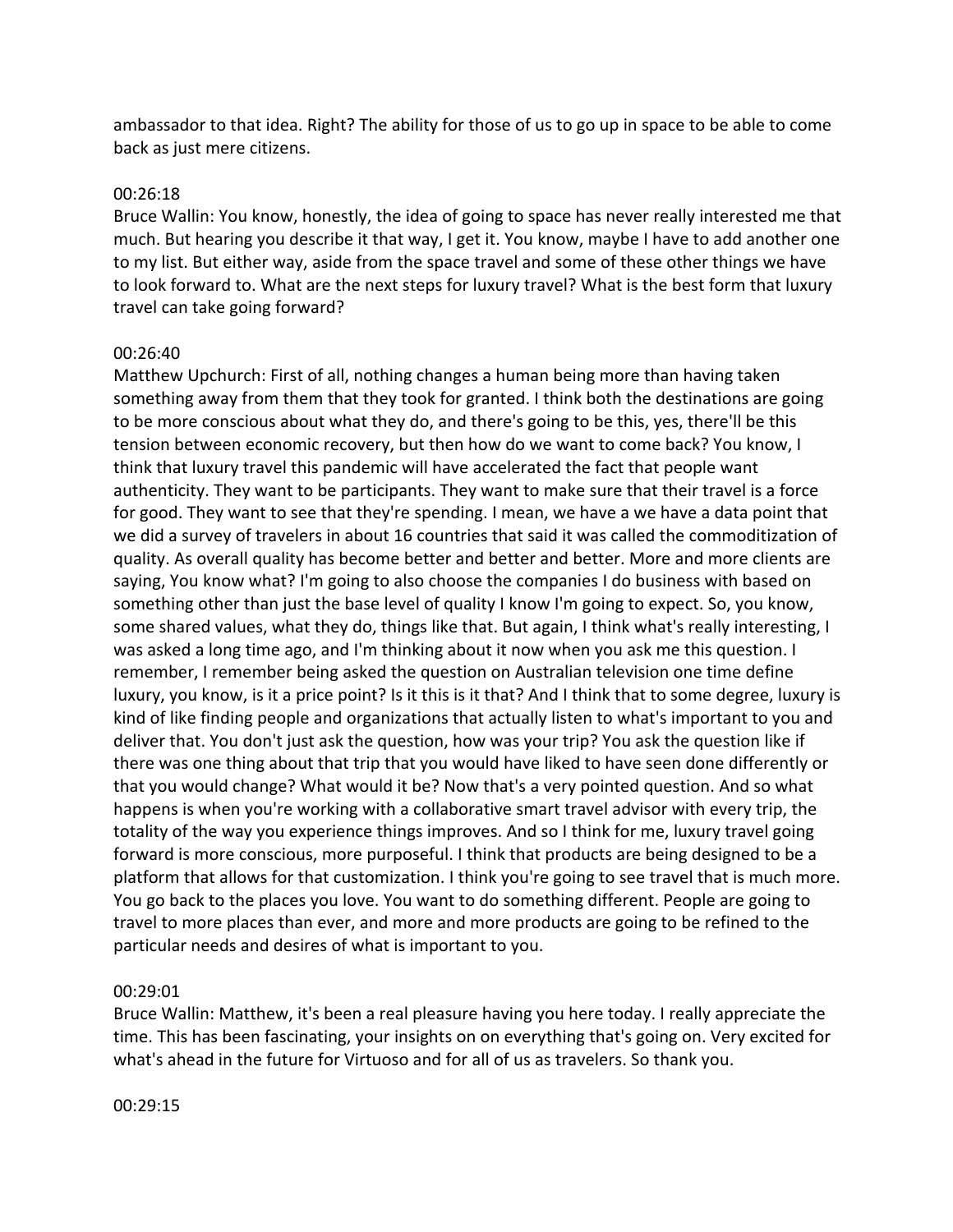ambassador to that idea. Right? The ability for those of us to go up in space to be able to come back as just mere citizens.

00:26:18
Bruce Wallin: You know, honestly, the idea of going to space has never really interested me that much. But hearing you describe it that way, I get it. You know, maybe I have to add another one to my list. But either way, aside from the space travel and some of these other things we have to look forward to. What are the next steps for luxury travel? What is the best form that luxury travel can take going forward?

00:26:40
Matthew Upchurch: First of all, nothing changes a human being more than having taken something away from them that they took for granted. I think both the destinations are going to be more conscious about what they do, and there's going to be this, yes, there'll be this tension between economic recovery, but then how do we want to come back? You know, I think that luxury travel this pandemic will have accelerated the fact that people want authenticity. They want to be participants. They want to make sure that their travel is a force for good. They want to see that they're spending. I mean, we have a we have a data point that we did a survey of travelers in about 16 countries that said it was called the commoditization of quality. As overall quality has become better and better and better. More and more clients are saying, You know what? I'm going to also choose the companies I do business with based on something other than just the base level of quality I know I'm going to expect. So, you know, some shared values, what they do, things like that. But again, I think what's really interesting, I was asked a long time ago, and I'm thinking about it now when you ask me this question. I remember, I remember being asked the question on Australian television one time define luxury, you know, is it a price point? Is it this is it that? And I think that to some degree, luxury is kind of like finding people and organizations that actually listen to what's important to you and deliver that. You don't just ask the question, how was your trip? You ask the question like if there was one thing about that trip that you would have liked to have seen done differently or that you would change? What would it be? Now that's a very pointed question. And so what happens is when you're working with a collaborative smart travel advisor with every trip, the totality of the way you experience things improves. And so I think for me, luxury travel going forward is more conscious, more purposeful. I think that products are being designed to be a platform that allows for that customization. I think you're going to see travel that is much more. You go back to the places you love. You want to do something different. People are going to travel to more places than ever, and more and more products are going to be refined to the particular needs and desires of what is important to you.

00:29:01
Bruce Wallin: Matthew, it's been a real pleasure having you here today. I really appreciate the time. This has been fascinating, your insights on on everything that's going on. Very excited for what's ahead in the future for Virtuoso and for all of us as travelers. So thank you.

00:29:15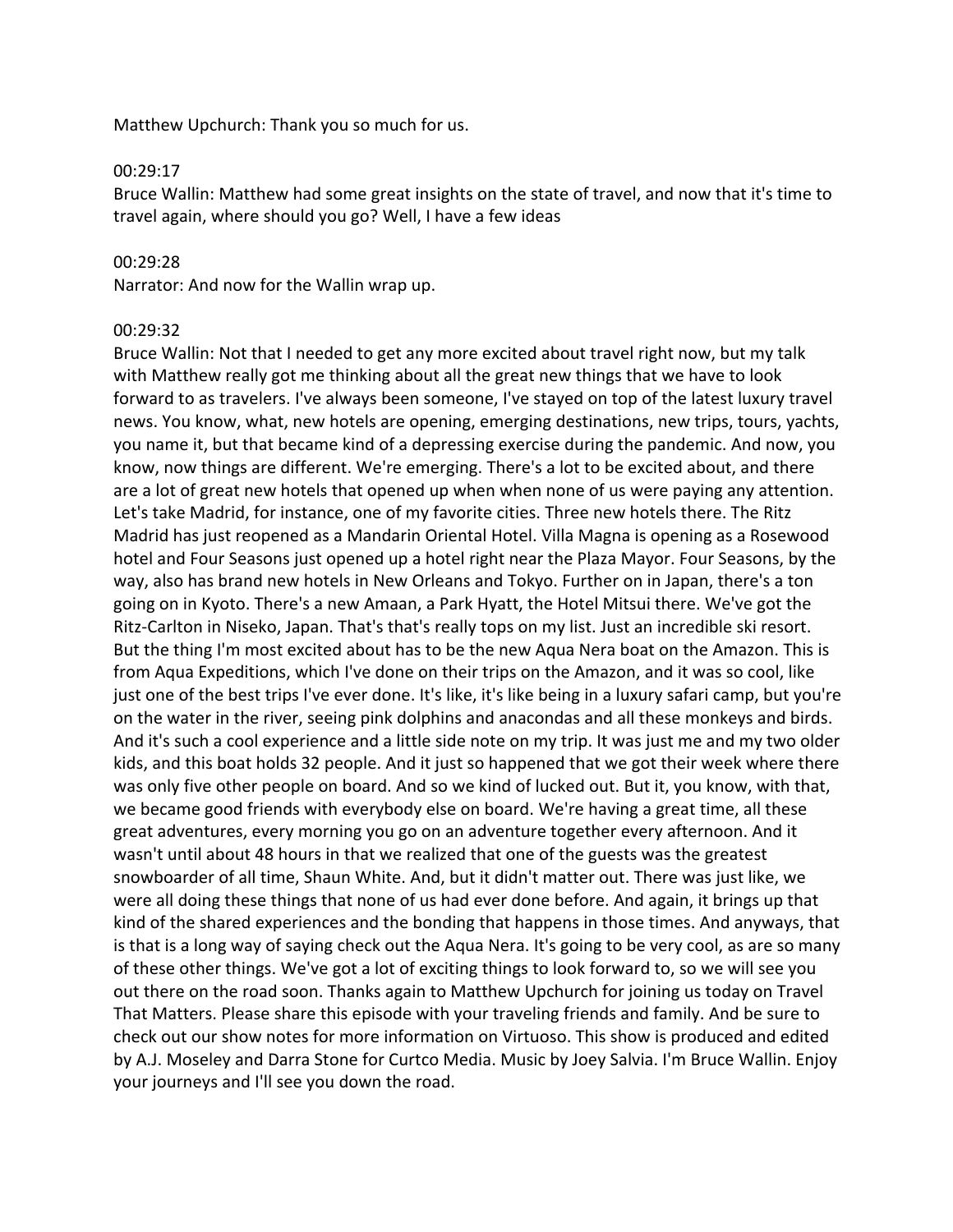Matthew Upchurch: Thank you so much for us.

00:29:17
Bruce Wallin: Matthew had some great insights on the state of travel, and now that it's time to travel again, where should you go? Well, I have a few ideas

00:29:28
Narrator: And now for the Wallin wrap up.

00:29:32
Bruce Wallin: Not that I needed to get any more excited about travel right now, but my talk with Matthew really got me thinking about all the great new things that we have to look forward to as travelers. I've always been someone, I've stayed on top of the latest luxury travel news. You know, what, new hotels are opening, emerging destinations, new trips, tours, yachts, you name it, but that became kind of a depressing exercise during the pandemic. And now, you know, now things are different. We're emerging. There's a lot to be excited about, and there are a lot of great new hotels that opened up when when none of us were paying any attention. Let's take Madrid, for instance, one of my favorite cities. Three new hotels there. The Ritz Madrid has just reopened as a Mandarin Oriental Hotel. Villa Magna is opening as a Rosewood hotel and Four Seasons just opened up a hotel right near the Plaza Mayor. Four Seasons, by the way, also has brand new hotels in New Orleans and Tokyo. Further on in Japan, there's a ton going on in Kyoto. There's a new Amaan, a Park Hyatt, the Hotel Mitsui there. We've got the Ritz-Carlton in Niseko, Japan. That's that's really tops on my list. Just an incredible ski resort. But the thing I'm most excited about has to be the new Aqua Nera boat on the Amazon. This is from Aqua Expeditions, which I've done on their trips on the Amazon, and it was so cool, like just one of the best trips I've ever done. It's like, it's like being in a luxury safari camp, but you're on the water in the river, seeing pink dolphins and anacondas and all these monkeys and birds. And it's such a cool experience and a little side note on my trip. It was just me and my two older kids, and this boat holds 32 people. And it just so happened that we got their week where there was only five other people on board. And so we kind of lucked out. But it, you know, with that, we became good friends with everybody else on board. We're having a great time, all these great adventures, every morning you go on an adventure together every afternoon. And it wasn't until about 48 hours in that we realized that one of the guests was the greatest snowboarder of all time, Shaun White. And, but it didn't matter out. There was just like, we were all doing these things that none of us had ever done before. And again, it brings up that kind of the shared experiences and the bonding that happens in those times. And anyways, that is that is a long way of saying check out the Aqua Nera. It's going to be very cool, as are so many of these other things. We've got a lot of exciting things to look forward to, so we will see you out there on the road soon. Thanks again to Matthew Upchurch for joining us today on Travel That Matters. Please share this episode with your traveling friends and family. And be sure to check out our show notes for more information on Virtuoso. This show is produced and edited by A.J. Moseley and Darra Stone for Curtco Media. Music by Joey Salvia. I'm Bruce Wallin. Enjoy your journeys and I'll see you down the road.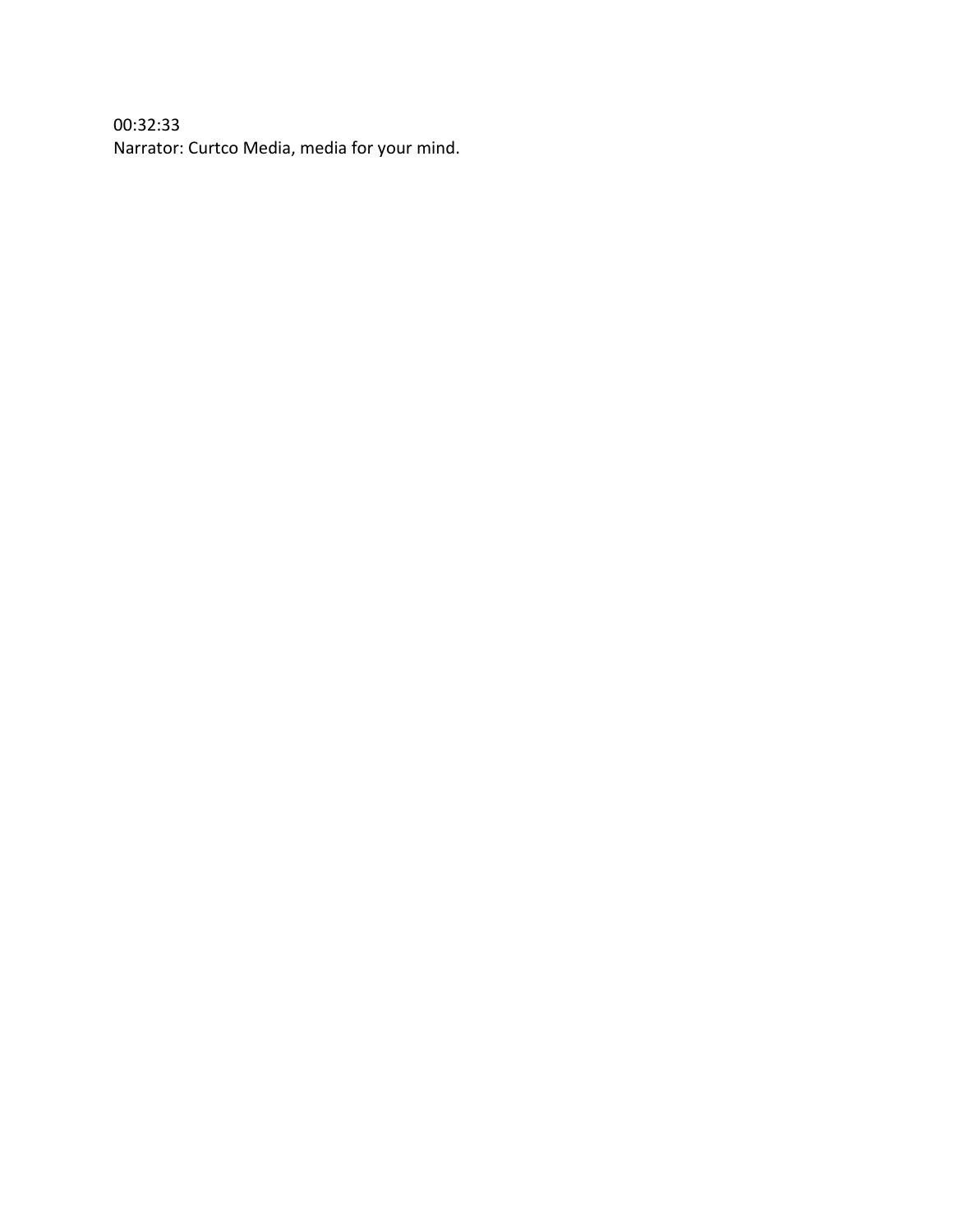00:32:33
Narrator: Curtco Media, media for your mind.